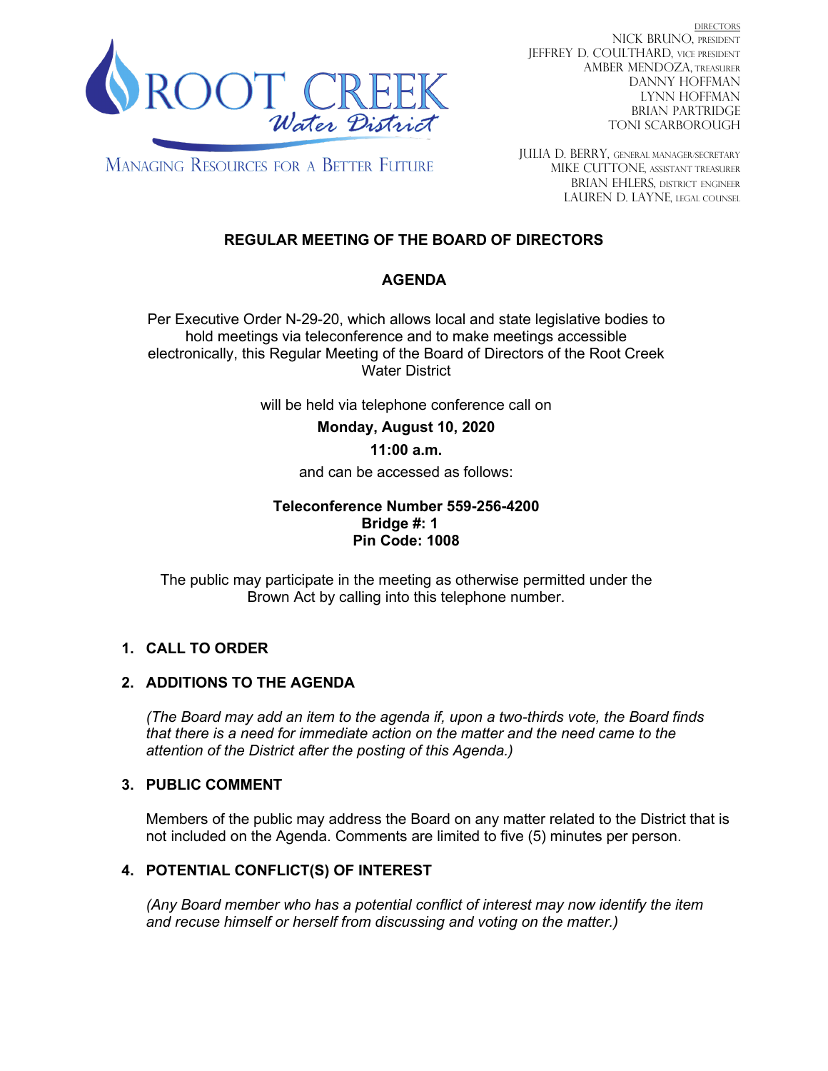ROOT CREEK
*Water District*

MANAGING RESOURCES FOR A BETTER FUTURE

DIRECTORS
NICK BRUNO, PRESIDENT
JEFFREY D. COULTHARD, VICE PRESIDENT
AMBER MENDOZA, TREASURER
DANNY HOFFMAN
LYNN HOFFMAN
BRIAN PARTRIDGE
TONI SCARBOROUGH

JULIA D. BERRY, GENERAL MANAGER/SECRETARY
MIKE CUTTONE, ASSISTANT TREASURER
BRIAN EHLERS, DISTRICT ENGINEER
LAUREN D. LAYNE, LEGAL COUNSEL

# REGULAR MEETING OF THE BOARD OF DIRECTORS

## AGENDA

Per Executive Order N-29-20, which allows local and state legislative bodies to hold meetings via teleconference and to make meetings accessible electronically, this Regular Meeting of the Board of Directors of the Root Creek Water District

will be held via telephone conference call on

**Monday, August 10, 2020**

**11:00 a.m.**

and can be accessed as follows:

**Teleconference Number 559-256-4200**
**Bridge #: 1**
**Pin Code: 1008**

The public may participate in the meeting as otherwise permitted under the Brown Act by calling into this telephone number.

1. **CALL TO ORDER**

2. **ADDITIONS TO THE AGENDA**

   *(The Board may add an item to the agenda if, upon a two-thirds vote, the Board finds that there is a need for immediate action on the matter and the need came to the attention of the District after the posting of this Agenda.)*

3. **PUBLIC COMMENT**

   Members of the public may address the Board on any matter related to the District that is not included on the Agenda. Comments are limited to five (5) minutes per person.

4. **POTENTIAL CONFLICT(S) OF INTEREST**

   *(Any Board member who has a potential conflict of interest may now identify the item and recuse himself or herself from discussing and voting on the matter.)*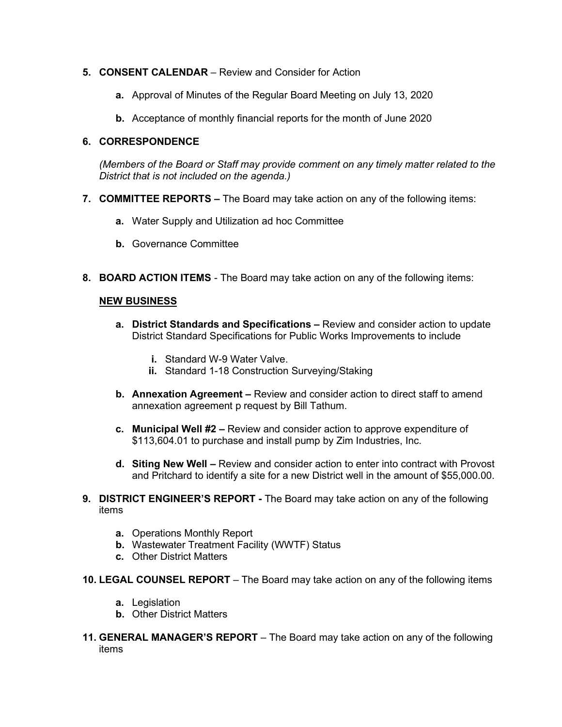5. **CONSENT CALENDAR** – Review and Consider for Action

   a. Approval of Minutes of the Regular Board Meeting on July 13, 2020

   b. Acceptance of monthly financial reports for the month of June 2020

6. **CORRESPONDENCE**

   *(Members of the Board or Staff may provide comment on any timely matter related to the District that is not included on the agenda.)*

7. **COMMITTEE REPORTS –** The Board may take action on any of the following items:

   a. Water Supply and Utilization ad hoc Committee

   b. Governance Committee

8. **BOARD ACTION ITEMS** - The Board may take action on any of the following items:

   **NEW BUSINESS**

   a. **District Standards and Specifications –** Review and consider action to update District Standard Specifications for Public Works Improvements to include

      i. Standard W-9 Water Valve.
      ii. Standard 1-18 Construction Surveying/Staking

   b. **Annexation Agreement –** Review and consider action to direct staff to amend annexation agreement p request by Bill Tathum.

   c. **Municipal Well #2 –** Review and consider action to approve expenditure of $113,604.01 to purchase and install pump by Zim Industries, Inc.

   d. **Siting New Well –** Review and consider action to enter into contract with Provost and Pritchard to identify a site for a new District well in the amount of $55,000.00.

9. **DISTRICT ENGINEER'S REPORT -** The Board may take action on any of the following items

   a. Operations Monthly Report
   b. Wastewater Treatment Facility (WWTF) Status
   c. Other District Matters

10. **LEGAL COUNSEL REPORT** – The Board may take action on any of the following items

    a. Legislation
    b. Other District Matters

11. **GENERAL MANAGER'S REPORT** – The Board may take action on any of the following items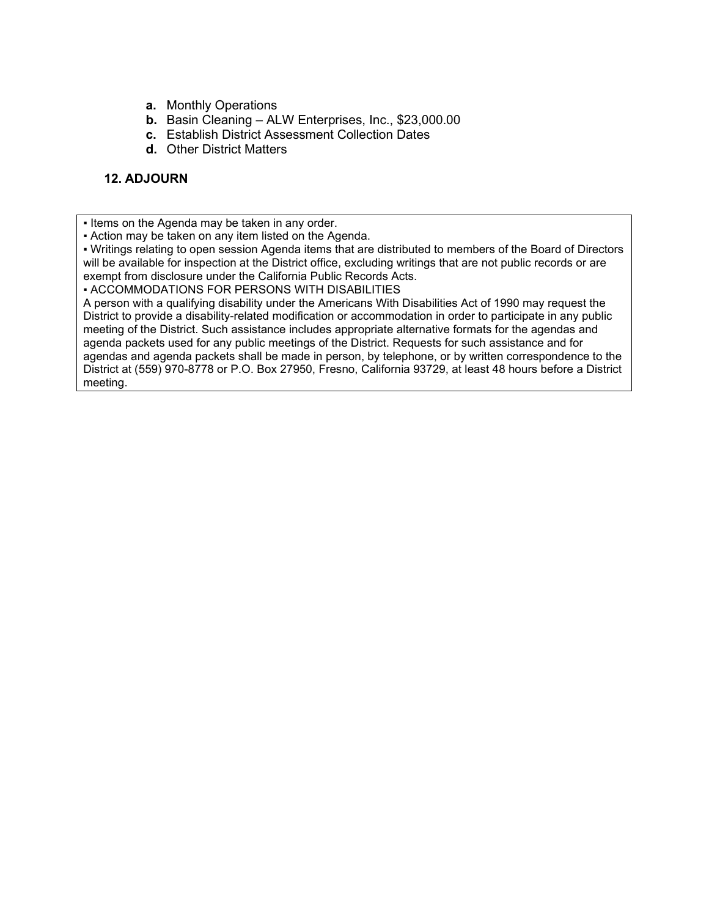- **a.** Monthly Operations
- **b.** Basin Cleaning – ALW Enterprises, Inc., $23,000.00
- **c.** Establish District Assessment Collection Dates
- **d.** Other District Matters

### 12. ADJOURN

▪ Items on the Agenda may be taken in any order.
▪ Action may be taken on any item listed on the Agenda.
▪ Writings relating to open session Agenda items that are distributed to members of the Board of Directors will be available for inspection at the District office, excluding writings that are not public records or are exempt from disclosure under the California Public Records Acts.
▪ ACCOMMODATIONS FOR PERSONS WITH DISABILITIES
A person with a qualifying disability under the Americans With Disabilities Act of 1990 may request the District to provide a disability-related modification or accommodation in order to participate in any public meeting of the District. Such assistance includes appropriate alternative formats for the agendas and agenda packets used for any public meetings of the District. Requests for such assistance and for agendas and agenda packets shall be made in person, by telephone, or by written correspondence to the District at (559) 970-8778 or P.O. Box 27950, Fresno, California 93729, at least 48 hours before a District meeting.